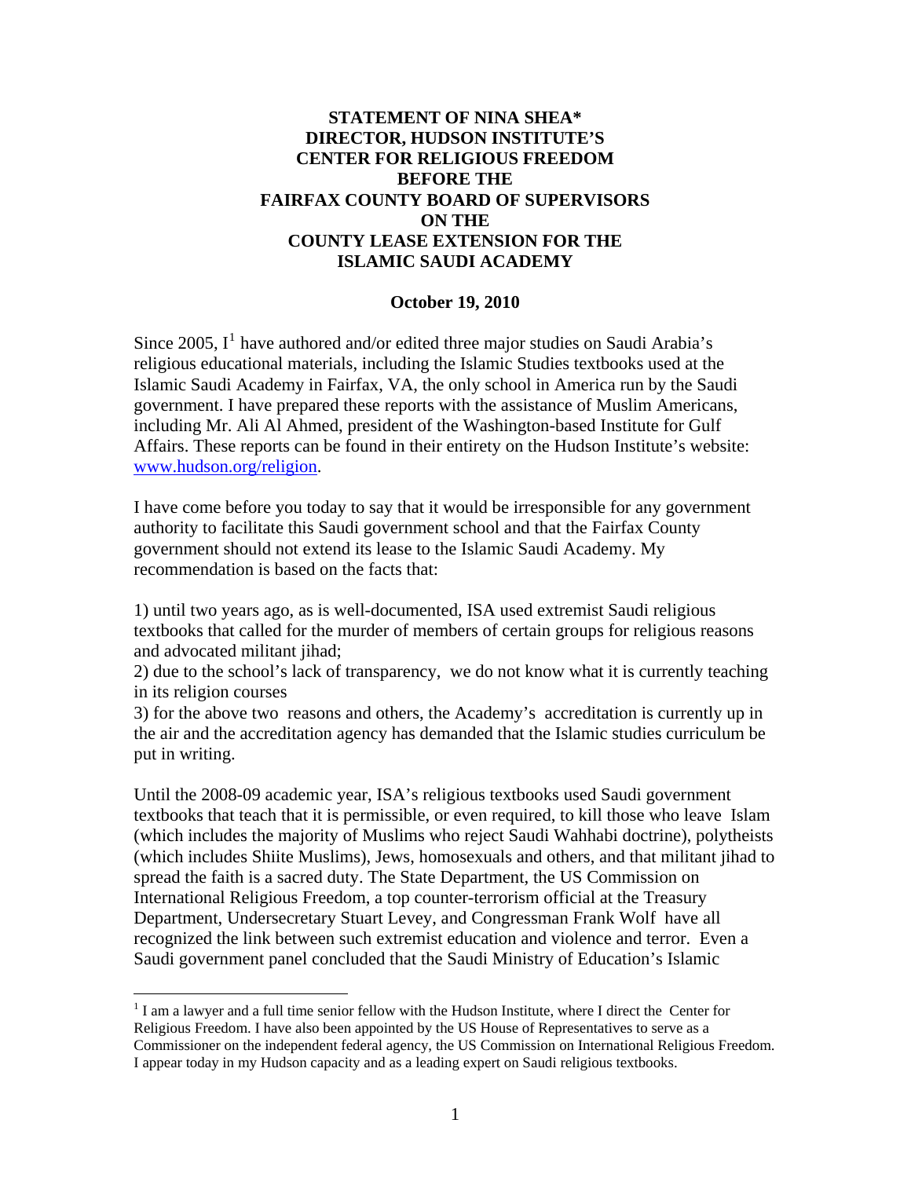**STATEMENT OF NINA SHEA\***
**DIRECTOR, HUDSON INSTITUTE'S CENTER FOR RELIGIOUS FREEDOM**
**BEFORE THE**
**FAIRFAX COUNTY BOARD OF SUPERVISORS**
**ON THE**
**COUNTY LEASE EXTENSION FOR THE ISLAMIC SAUDI ACADEMY**

**October 19, 2010**

Since 2005, I[1] have authored and/or edited three major studies on Saudi Arabia's religious educational materials, including the Islamic Studies textbooks used at the Islamic Saudi Academy in Fairfax, VA, the only school in America run by the Saudi government. I have prepared these reports with the assistance of Muslim Americans, including Mr. Ali Al Ahmed, president of the Washington-based Institute for Gulf Affairs. These reports can be found in their entirety on the Hudson Institute's website: [www.hudson.org/religion](www.hudson.org/religion).

I have come before you today to say that it would be irresponsible for any government authority to facilitate this Saudi government school and that the Fairfax County government should not extend its lease to the Islamic Saudi Academy. My recommendation is based on the facts that:

1) until two years ago, as is well-documented, ISA used extremist Saudi religious textbooks that called for the murder of members of certain groups for religious reasons and advocated militant jihad;
2) due to the school's lack of transparency, we do not know what it is currently teaching in its religion courses
3) for the above two reasons and others, the Academy's accreditation is currently up in the air and the accreditation agency has demanded that the Islamic studies curriculum be put in writing.

Until the 2008-09 academic year, ISA's religious textbooks used Saudi government textbooks that teach that it is permissible, or even required, to kill those who leave Islam (which includes the majority of Muslims who reject Saudi Wahhabi doctrine), polytheists (which includes Shiite Muslims), Jews, homosexuals and others, and that militant jihad to spread the faith is a sacred duty. The State Department, the US Commission on International Religious Freedom, a top counter-terrorism official at the Treasury Department, Undersecretary Stuart Levey, and Congressman Frank Wolf have all recognized the link between such extremist education and violence and terror. Even a Saudi government panel concluded that the Saudi Ministry of Education's Islamic

---

[1] I am a lawyer and a full time senior fellow with the Hudson Institute, where I direct the Center for Religious Freedom. I have also been appointed by the US House of Representatives to serve as a Commissioner on the independent federal agency, the US Commission on International Religious Freedom. I appear today in my Hudson capacity and as a leading expert on Saudi religious textbooks.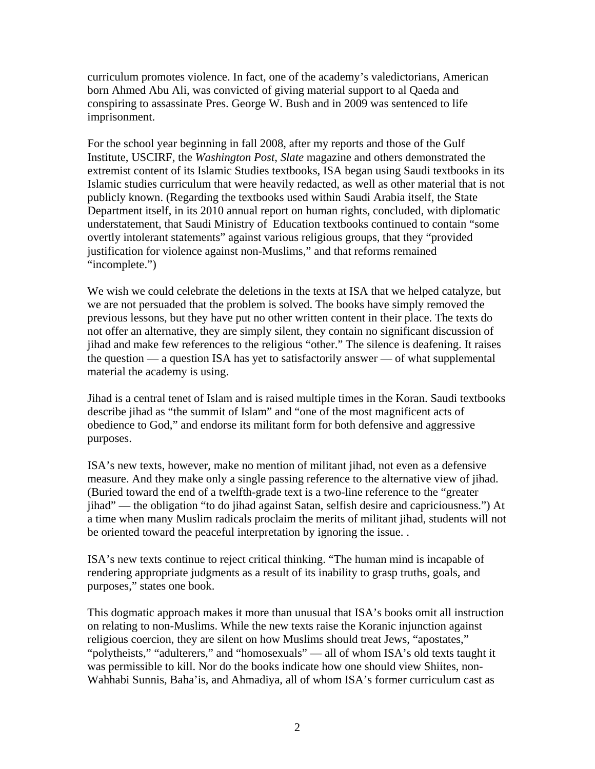curriculum promotes violence. In fact, one of the academy's valedictorians, American born Ahmed Abu Ali, was convicted of giving material support to al Qaeda and conspiring to assassinate Pres. George W. Bush and in 2009 was sentenced to life imprisonment.

For the school year beginning in fall 2008, after my reports and those of the Gulf Institute, USCIRF, the *Washington Post*, *Slate* magazine and others demonstrated the extremist content of its Islamic Studies textbooks, ISA began using Saudi textbooks in its Islamic studies curriculum that were heavily redacted, as well as other material that is not publicly known. (Regarding the textbooks used within Saudi Arabia itself, the State Department itself, in its 2010 annual report on human rights, concluded, with diplomatic understatement, that Saudi Ministry of Education textbooks continued to contain "some overtly intolerant statements" against various religious groups, that they "provided justification for violence against non-Muslims," and that reforms remained "incomplete.")

We wish we could celebrate the deletions in the texts at ISA that we helped catalyze, but we are not persuaded that the problem is solved. The books have simply removed the previous lessons, but they have put no other written content in their place. The texts do not offer an alternative, they are simply silent, they contain no significant discussion of jihad and make few references to the religious "other." The silence is deafening. It raises the question — a question ISA has yet to satisfactorily answer — of what supplemental material the academy is using.

Jihad is a central tenet of Islam and is raised multiple times in the Koran. Saudi textbooks describe jihad as "the summit of Islam" and "one of the most magnificent acts of obedience to God," and endorse its militant form for both defensive and aggressive purposes.

ISA's new texts, however, make no mention of militant jihad, not even as a defensive measure. And they make only a single passing reference to the alternative view of jihad. (Buried toward the end of a twelfth-grade text is a two-line reference to the "greater jihad" — the obligation "to do jihad against Satan, selfish desire and capriciousness.") At a time when many Muslim radicals proclaim the merits of militant jihad, students will not be oriented toward the peaceful interpretation by ignoring the issue. .

ISA's new texts continue to reject critical thinking. "The human mind is incapable of rendering appropriate judgments as a result of its inability to grasp truths, goals, and purposes," states one book.

This dogmatic approach makes it more than unusual that ISA's books omit all instruction on relating to non-Muslims. While the new texts raise the Koranic injunction against religious coercion, they are silent on how Muslims should treat Jews, "apostates," "polytheists," "adulterers," and "homosexuals" — all of whom ISA's old texts taught it was permissible to kill. Nor do the books indicate how one should view Shiites, non-Wahhabi Sunnis, Baha'is, and Ahmadiya, all of whom ISA's former curriculum cast as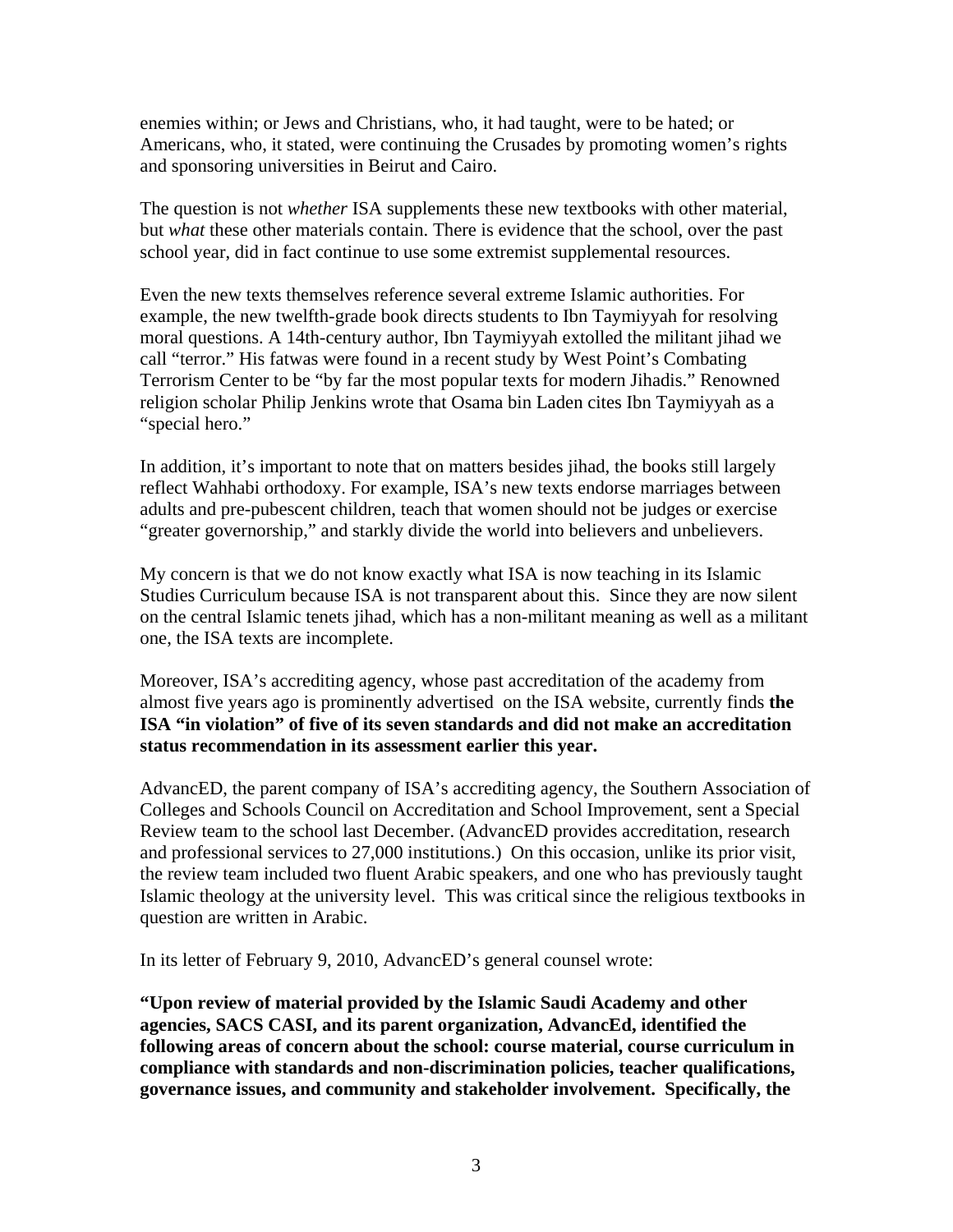enemies within; or Jews and Christians, who, it had taught, were to be hated; or Americans, who, it stated, were continuing the Crusades by promoting women's rights and sponsoring universities in Beirut and Cairo.

The question is not *whether* ISA supplements these new textbooks with other material, but *what* these other materials contain. There is evidence that the school, over the past school year, did in fact continue to use some extremist supplemental resources.

Even the new texts themselves reference several extreme Islamic authorities. For example, the new twelfth-grade book directs students to Ibn Taymiyyah for resolving moral questions. A 14th-century author, Ibn Taymiyyah extolled the militant jihad we call "terror." His fatwas were found in a recent study by West Point's Combating Terrorism Center to be "by far the most popular texts for modern Jihadis." Renowned religion scholar Philip Jenkins wrote that Osama bin Laden cites Ibn Taymiyyah as a "special hero."

In addition, it's important to note that on matters besides jihad, the books still largely reflect Wahhabi orthodoxy. For example, ISA's new texts endorse marriages between adults and pre-pubescent children, teach that women should not be judges or exercise "greater governorship," and starkly divide the world into believers and unbelievers.

My concern is that we do not know exactly what ISA is now teaching in its Islamic Studies Curriculum because ISA is not transparent about this. Since they are now silent on the central Islamic tenets jihad, which has a non-militant meaning as well as a militant one, the ISA texts are incomplete.

Moreover, ISA's accrediting agency, whose past accreditation of the academy from almost five years ago is prominently advertised on the ISA website, currently finds **the ISA "in violation" of five of its seven standards and did not make an accreditation status recommendation in its assessment earlier this year.**

AdvancED, the parent company of ISA's accrediting agency, the Southern Association of Colleges and Schools Council on Accreditation and School Improvement, sent a Special Review team to the school last December. (AdvancED provides accreditation, research and professional services to 27,000 institutions.) On this occasion, unlike its prior visit, the review team included two fluent Arabic speakers, and one who has previously taught Islamic theology at the university level. This was critical since the religious textbooks in question are written in Arabic.

In its letter of February 9, 2010, AdvancED's general counsel wrote:

**"Upon review of material provided by the Islamic Saudi Academy and other agencies, SACS CASI, and its parent organization, AdvancEd, identified the following areas of concern about the school: course material, course curriculum in compliance with standards and non-discrimination policies, teacher qualifications, governance issues, and community and stakeholder involvement. Specifically, the**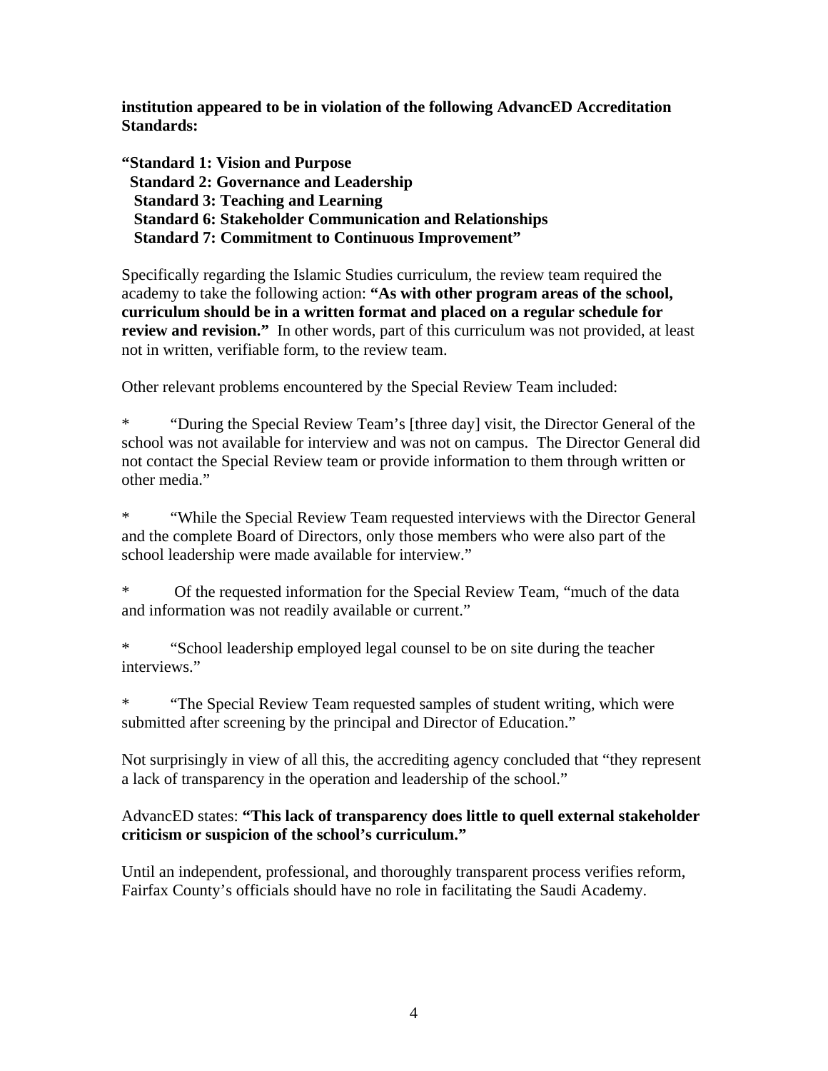**institution appeared to be in violation of the following AdvancED Accreditation Standards:**

**"Standard 1: Vision and Purpose**
**Standard 2: Governance and Leadership**
**Standard 3: Teaching and Learning**
**Standard 6: Stakeholder Communication and Relationships**
**Standard 7: Commitment to Continuous Improvement"**

Specifically regarding the Islamic Studies curriculum, the review team required the academy to take the following action: **"As with other program areas of the school, curriculum should be in a written format and placed on a regular schedule for review and revision."** In other words, part of this curriculum was not provided, at least not in written, verifiable form, to the review team.

Other relevant problems encountered by the Special Review Team included:

* "During the Special Review Team's [three day] visit, the Director General of the school was not available for interview and was not on campus. The Director General did not contact the Special Review team or provide information to them through written or other media."

* "While the Special Review Team requested interviews with the Director General and the complete Board of Directors, only those members who were also part of the school leadership were made available for interview."

* Of the requested information for the Special Review Team, "much of the data and information was not readily available or current."

* "School leadership employed legal counsel to be on site during the teacher interviews."

* "The Special Review Team requested samples of student writing, which were submitted after screening by the principal and Director of Education."

Not surprisingly in view of all this, the accrediting agency concluded that "they represent a lack of transparency in the operation and leadership of the school."

AdvancED states: **"This lack of transparency does little to quell external stakeholder criticism or suspicion of the school's curriculum."**

Until an independent, professional, and thoroughly transparent process verifies reform, Fairfax County's officials should have no role in facilitating the Saudi Academy.